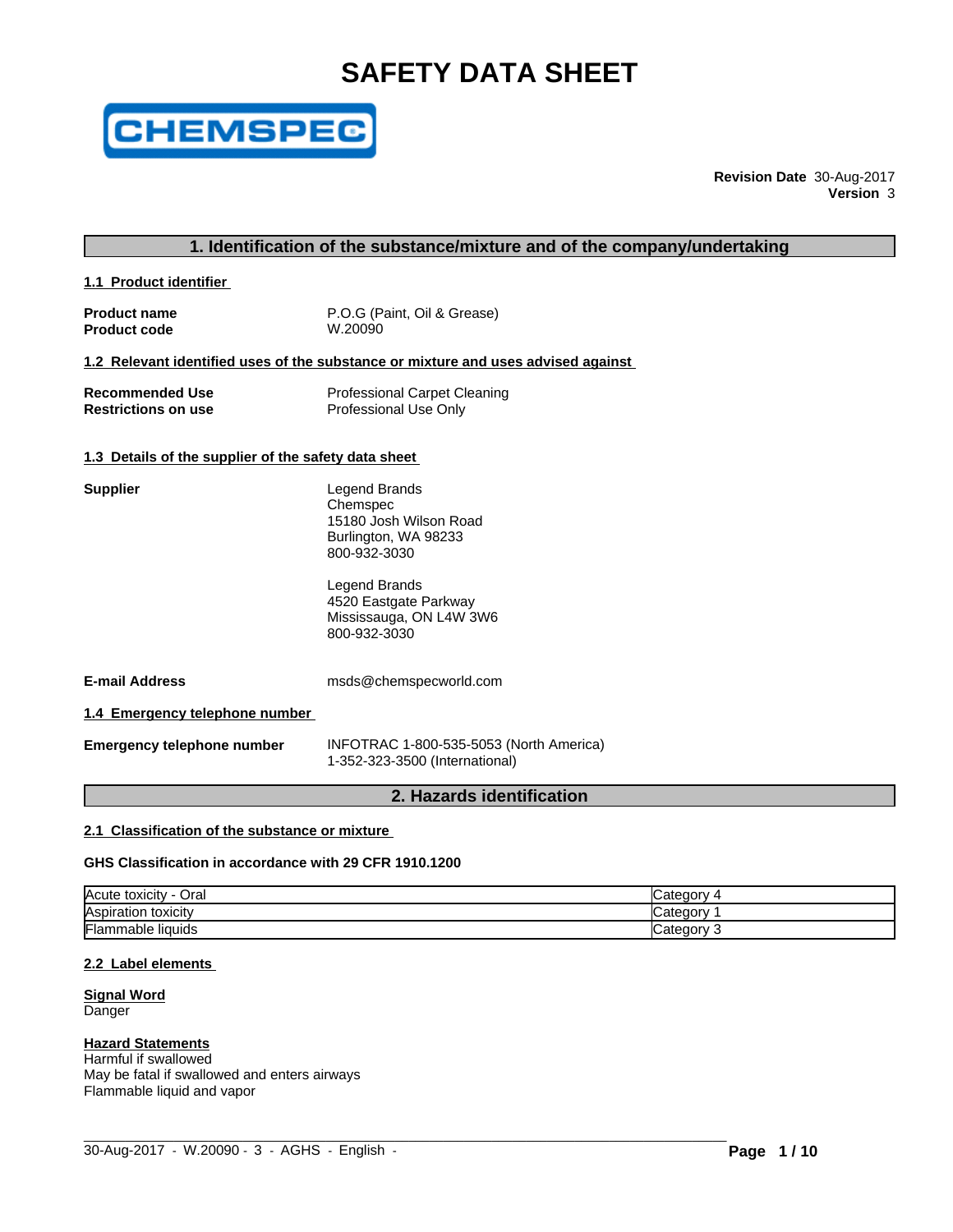# SAFETY DATA SHEET

CHEMSPEC

**Revision Date** 30-Aug-2017
**Version** 3

## 1. Identification of the substance/mixture and of the company/undertaking

### 1.1 Product identifier

**Product name** P.O.G (Paint, Oil & Grease)
**Product code** W.20090

### 1.2 Relevant identified uses of the substance or mixture and uses advised against

**Recommended Use** Professional Carpet Cleaning
**Restrictions on use** Professional Use Only

### 1.3 Details of the supplier of the safety data sheet

**Supplier**

Legend Brands
Chemspec
15180 Josh Wilson Road
Burlington, WA 98233
800-932-3030

Legend Brands
4520 Eastgate Parkway
Mississauga, ON L4W 3W6
800-932-3030

**E-mail Address** msds@chemspecworld.com

### 1.4 Emergency telephone number

**Emergency telephone number** INFOTRAC 1-800-535-5053 (North America)
1-352-323-3500 (International)

## 2. Hazards identification

### 2.1 Classification of the substance or mixture

**GHS Classification in accordance with 29 CFR 1910.1200**

| | |
|---|---|
| Acute toxicity - Oral | Category 4 |
| Aspiration toxicity | Category 1 |
| Flammable liquids | Category 3 |

### 2.2 Label elements

**Signal Word**
Danger

**Hazard Statements**
Harmful if swallowed
May be fatal if swallowed and enters airways
Flammable liquid and vapor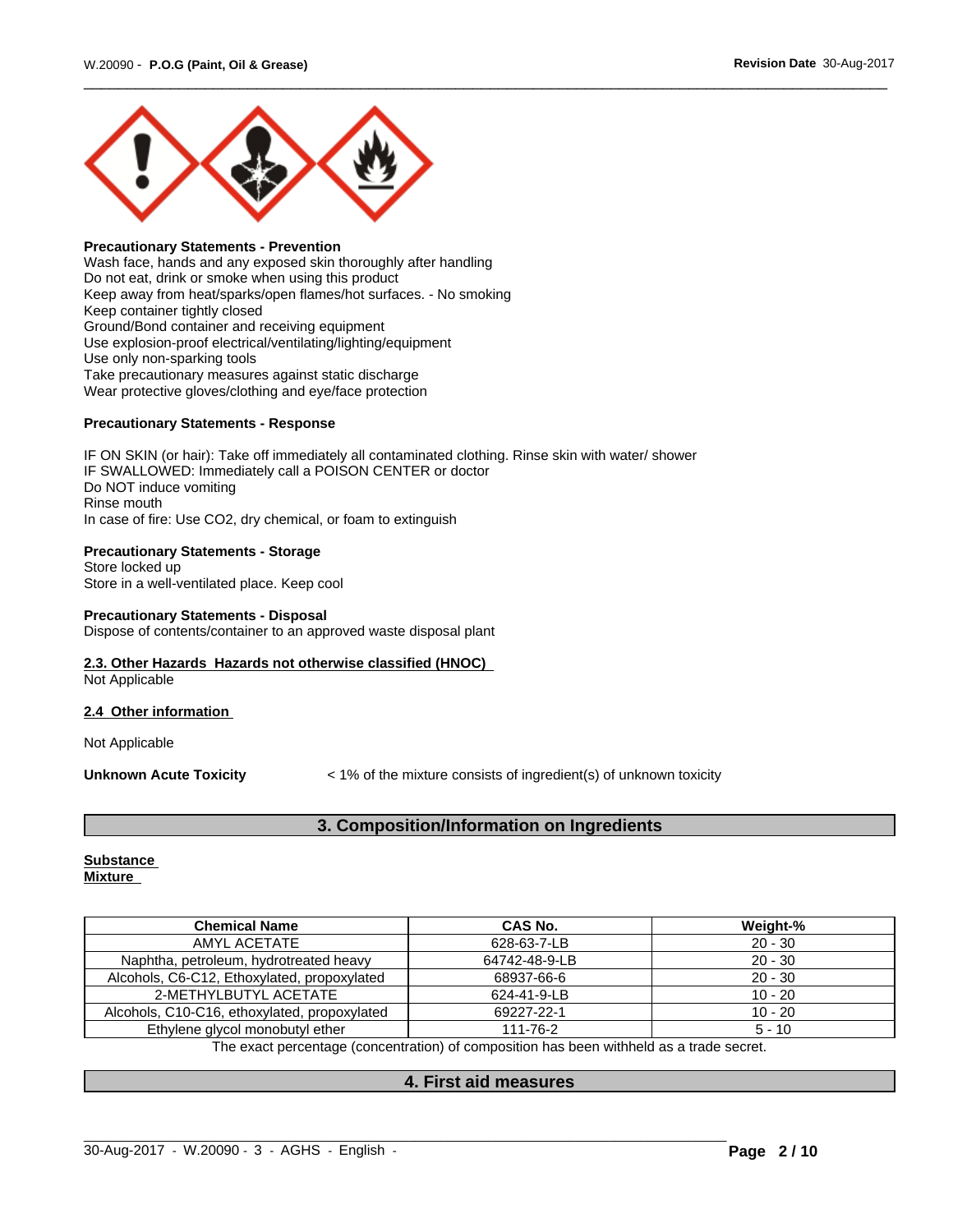**Precautionary Statements - Prevention**
Wash face, hands and any exposed skin thoroughly after handling
Do not eat, drink or smoke when using this product
Keep away from heat/sparks/open flames/hot surfaces. - No smoking
Keep container tightly closed
Ground/Bond container and receiving equipment
Use explosion-proof electrical/ventilating/lighting/equipment
Use only non-sparking tools
Take precautionary measures against static discharge
Wear protective gloves/clothing and eye/face protection

**Precautionary Statements - Response**

IF ON SKIN (or hair): Take off immediately all contaminated clothing. Rinse skin with water/ shower
IF SWALLOWED: Immediately call a POISON CENTER or doctor
Do NOT induce vomiting
Rinse mouth
In case of fire: Use CO2, dry chemical, or foam to extinguish

**Precautionary Statements - Storage**
Store locked up
Store in a well-ventilated place. Keep cool

**Precautionary Statements - Disposal**
Dispose of contents/container to an approved waste disposal plant

**2.3. Other Hazards Hazards not otherwise classified (HNOC)**
Not Applicable

**2.4 Other information**

Not Applicable

**Unknown Acute Toxicity** < 1% of the mixture consists of ingredient(s) of unknown toxicity

## 3. Composition/Information on Ingredients

**Substance**
**Mixture**

| Chemical Name | CAS No. | Weight-% |
|---|---|---|
| AMYL ACETATE | 628-63-7-LB | 20 - 30 |
| Naphtha, petroleum, hydrotreated heavy | 64742-48-9-LB | 20 - 30 |
| Alcohols, C6-C12, Ethoxylated, propoxylated | 68937-66-6 | 20 - 30 |
| 2-METHYLBUTYL ACETATE | 624-41-9-LB | 10 - 20 |
| Alcohols, C10-C16, ethoxylated, propoxylated | 69227-22-1 | 10 - 20 |
| Ethylene glycol monobutyl ether | 111-76-2 | 5 - 10 |

The exact percentage (concentration) of composition has been withheld as a trade secret.

## 4. First aid measures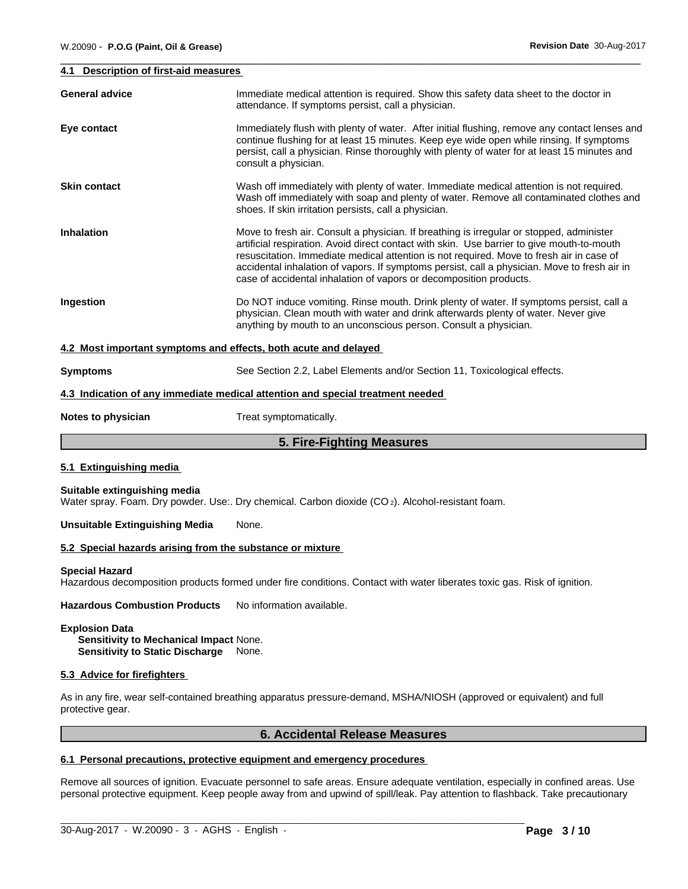### 4.1 Description of first-aid measures

| | |
|---|---|
| **General advice** | Immediate medical attention is required. Show this safety data sheet to the doctor in attendance. If symptoms persist, call a physician. |
| **Eye contact** | Immediately flush with plenty of water. After initial flushing, remove any contact lenses and continue flushing for at least 15 minutes. Keep eye wide open while rinsing. If symptoms persist, call a physician. Rinse thoroughly with plenty of water for at least 15 minutes and consult a physician. |
| **Skin contact** | Wash off immediately with plenty of water. Immediate medical attention is not required. Wash off immediately with soap and plenty of water. Remove all contaminated clothes and shoes. If skin irritation persists, call a physician. |
| **Inhalation** | Move to fresh air. Consult a physician. If breathing is irregular or stopped, administer artificial respiration. Avoid direct contact with skin. Use barrier to give mouth-to-mouth resuscitation. Immediate medical attention is not required. Move to fresh air in case of accidental inhalation of vapors. If symptoms persist, call a physician. Move to fresh air in case of accidental inhalation of vapors or decomposition products. |
| **Ingestion** | Do NOT induce vomiting. Rinse mouth. Drink plenty of water. If symptoms persist, call a physician. Clean mouth with water and drink afterwards plenty of water. Never give anything by mouth to an unconscious person. Consult a physician. |

### 4.2 Most important symptoms and effects, both acute and delayed

**Symptoms** See Section 2.2, Label Elements and/or Section 11, Toxicological effects.

### 4.3 Indication of any immediate medical attention and special treatment needed

**Notes to physician** Treat symptomatically.

## 5. Fire-Fighting Measures

### 5.1 Extinguishing media

**Suitable extinguishing media**
Water spray. Foam. Dry powder. Use:. Dry chemical. Carbon dioxide ($CO_2$). Alcohol-resistant foam.

**Unsuitable Extinguishing Media** None.

### 5.2 Special hazards arising from the substance or mixture

**Special Hazard**
Hazardous decomposition products formed under fire conditions. Contact with water liberates toxic gas. Risk of ignition.

**Hazardous Combustion Products** No information available.

**Explosion Data**
**Sensitivity to Mechanical Impact** None.
**Sensitivity to Static Discharge** None.

### 5.3 Advice for firefighters

As in any fire, wear self-contained breathing apparatus pressure-demand, MSHA/NIOSH (approved or equivalent) and full protective gear.

## 6. Accidental Release Measures

### 6.1 Personal precautions, protective equipment and emergency procedures

Remove all sources of ignition. Evacuate personnel to safe areas. Ensure adequate ventilation, especially in confined areas. Use personal protective equipment. Keep people away from and upwind of spill/leak. Pay attention to flashback. Take precautionary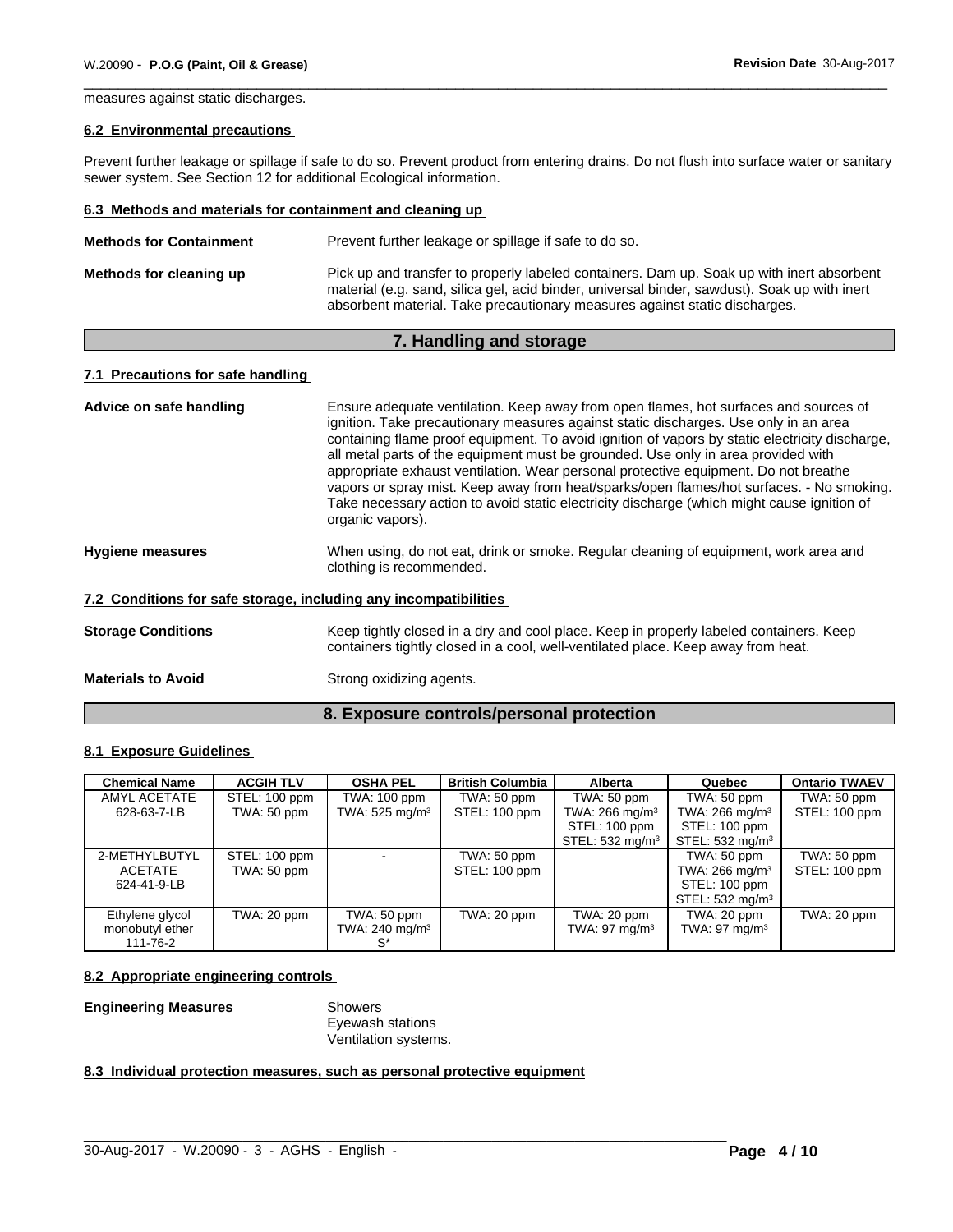measures against static discharges.

**6.2 Environmental precautions**

Prevent further leakage or spillage if safe to do so. Prevent product from entering drains. Do not flush into surface water or sanitary sewer system. See Section 12 for additional Ecological information.

**6.3 Methods and materials for containment and cleaning up**

**Methods for Containment** Prevent further leakage or spillage if safe to do so.

**Methods for cleaning up** Pick up and transfer to properly labeled containers. Dam up. Soak up with inert absorbent material (e.g. sand, silica gel, acid binder, universal binder, sawdust). Soak up with inert absorbent material. Take precautionary measures against static discharges.

## 7. Handling and storage

**7.1 Precautions for safe handling**

**Advice on safe handling** Ensure adequate ventilation. Keep away from open flames, hot surfaces and sources of ignition. Take precautionary measures against static discharges. Use only in an area containing flame proof equipment. To avoid ignition of vapors by static electricity discharge, all metal parts of the equipment must be grounded. Use only in area provided with appropriate exhaust ventilation. Wear personal protective equipment. Do not breathe vapors or spray mist. Keep away from heat/sparks/open flames/hot surfaces. - No smoking. Take necessary action to avoid static electricity discharge (which might cause ignition of organic vapors).

**Hygiene measures** When using, do not eat, drink or smoke. Regular cleaning of equipment, work area and clothing is recommended.

**7.2 Conditions for safe storage, including any incompatibilities**

**Storage Conditions** Keep tightly closed in a dry and cool place. Keep in properly labeled containers. Keep containers tightly closed in a cool, well-ventilated place. Keep away from heat.

**Materials to Avoid** Strong oxidizing agents.

## 8. Exposure controls/personal protection

**8.1 Exposure Guidelines**

| Chemical Name | ACGIH TLV | OSHA PEL | British Columbia | Alberta | Quebec | Ontario TWAEV |
|---|---|---|---|---|---|---|
| AMYL ACETATE 628-63-7-LB | STEL: 100 ppm TWA: 50 ppm | TWA: 100 ppm TWA: 525 mg/m³ | TWA: 50 ppm STEL: 100 ppm | TWA: 50 ppm TWA: 266 mg/m³ STEL: 100 ppm STEL: 532 mg/m³ | TWA: 50 ppm TWA: 266 mg/m³ STEL: 100 ppm STEL: 532 mg/m³ | TWA: 50 ppm STEL: 100 ppm |
| 2-METHYLBUTYL ACETATE 624-41-9-LB | STEL: 100 ppm TWA: 50 ppm | - | TWA: 50 ppm STEL: 100 ppm | | TWA: 50 ppm TWA: 266 mg/m³ STEL: 100 ppm STEL: 532 mg/m³ | TWA: 50 ppm STEL: 100 ppm |
| Ethylene glycol monobutyl ether 111-76-2 | TWA: 20 ppm | TWA: 50 ppm TWA: 240 mg/m³ S* | TWA: 20 ppm | TWA: 20 ppm TWA: 97 mg/m³ | TWA: 20 ppm TWA: 97 mg/m³ | TWA: 20 ppm |

**8.2 Appropriate engineering controls**

**Engineering Measures** Showers
Eyewash stations
Ventilation systems.

**8.3 Individual protection measures, such as personal protective equipment**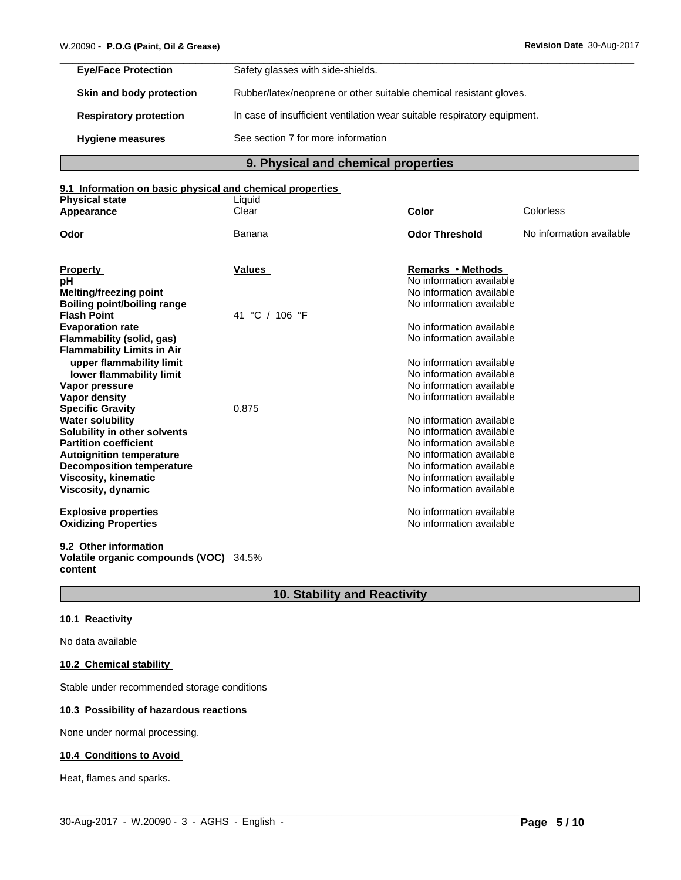| | |
|---|---|
| **Eye/Face Protection** | Safety glasses with side-shields. |
| **Skin and body protection** | Rubber/latex/neoprene or other suitable chemical resistant gloves. |
| **Respiratory protection** | In case of insufficient ventilation wear suitable respiratory equipment. |
| **Hygiene measures** | See section 7 for more information |

## 9. Physical and chemical properties

### 9.1 Information on basic physical and chemical properties

| | | | |
|---|---|---|---|
| **Physical state** | Liquid | | |
| **Appearance** | Clear | **Color** | Colorless |
| **Odor** | Banana | **Odor Threshold** | No information available |

| Property | Values | Remarks • Methods |
|---|---|---|
| **pH** | | No information available |
| **Melting/freezing point** | | No information available |
| **Boiling point/boiling range** | | No information available |
| **Flash Point** | 41 °C / 106 °F | |
| **Evaporation rate** | | No information available |
| **Flammability (solid, gas)** | | No information available |
| **Flammability Limits in Air** | | |
| **upper flammability limit** | | No information available |
| **lower flammability limit** | | No information available |
| **Vapor pressure** | | No information available |
| **Vapor density** | | No information available |
| **Specific Gravity** | 0.875 | |
| **Water solubility** | | No information available |
| **Solubility in other solvents** | | No information available |
| **Partition coefficient** | | No information available |
| **Autoignition temperature** | | No information available |
| **Decomposition temperature** | | No information available |
| **Viscosity, kinematic** | | No information available |
| **Viscosity, dynamic** | | No information available |
| **Explosive properties** | | No information available |
| **Oxidizing Properties** | | No information available |

### 9.2 Other information

**Volatile organic compounds (VOC) content** 34.5%

## 10. Stability and Reactivity

### 10.1 Reactivity

No data available

### 10.2 Chemical stability

Stable under recommended storage conditions

### 10.3 Possibility of hazardous reactions

None under normal processing.

### 10.4 Conditions to Avoid

Heat, flames and sparks.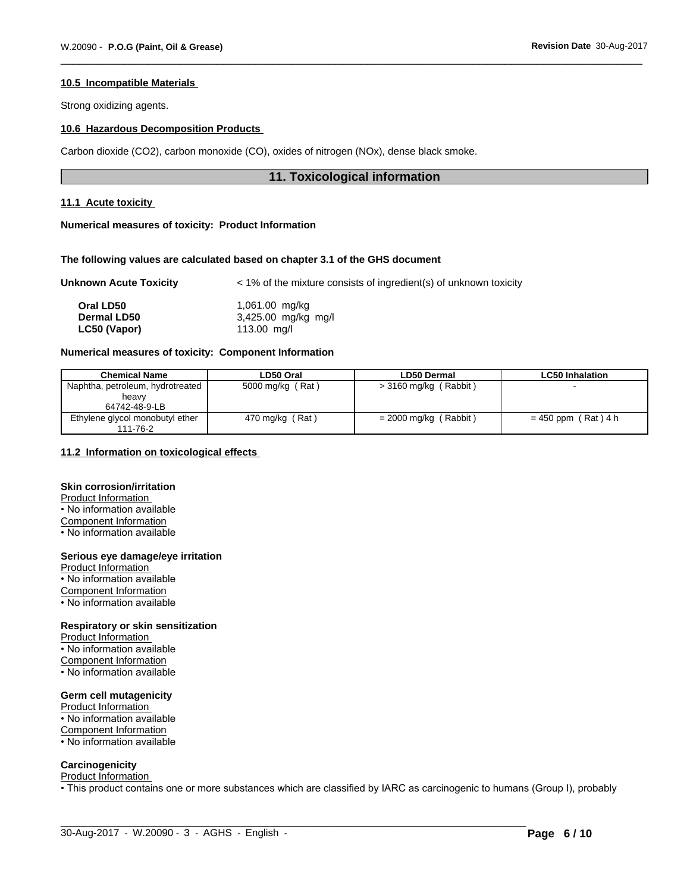### 10.5 Incompatible Materials

Strong oxidizing agents.

### 10.6 Hazardous Decomposition Products

Carbon dioxide ($CO_2$), carbon monoxide (CO), oxides of nitrogen (NOx), dense black smoke.

## 11. Toxicological information

### 11.1 Acute toxicity

**Numerical measures of toxicity: Product Information**

**The following values are calculated based on chapter 3.1 of the GHS document**

**Unknown Acute Toxicity** < 1% of the mixture consists of ingredient(s) of unknown toxicity

**Oral LD50** 1,061.00 mg/kg
**Dermal LD50** 3,425.00 mg/kg mg/l
**LC50 (Vapor)** 113.00 mg/l

**Numerical measures of toxicity: Component Information**

| Chemical Name | LD50 Oral | LD50 Dermal | LC50 Inhalation |
|---|---|---|---|
| Naphtha, petroleum, hydrotreated heavy 64742-48-9-LB | 5000 mg/kg ( Rat ) | > 3160 mg/kg ( Rabbit ) | - |
| Ethylene glycol monobutyl ether 111-76-2 | 470 mg/kg ( Rat ) | = 2000 mg/kg ( Rabbit ) | = 450 ppm ( Rat ) 4 h |

### 11.2 Information on toxicological effects

**Skin corrosion/irritation**
Product Information
• No information available
Component Information
• No information available

**Serious eye damage/eye irritation**
Product Information
• No information available
Component Information
• No information available

**Respiratory or skin sensitization**
Product Information
• No information available
Component Information
• No information available

**Germ cell mutagenicity**
Product Information
• No information available
Component Information
• No information available

**Carcinogenicity**
Product Information
• This product contains one or more substances which are classified by IARC as carcinogenic to humans (Group I), probably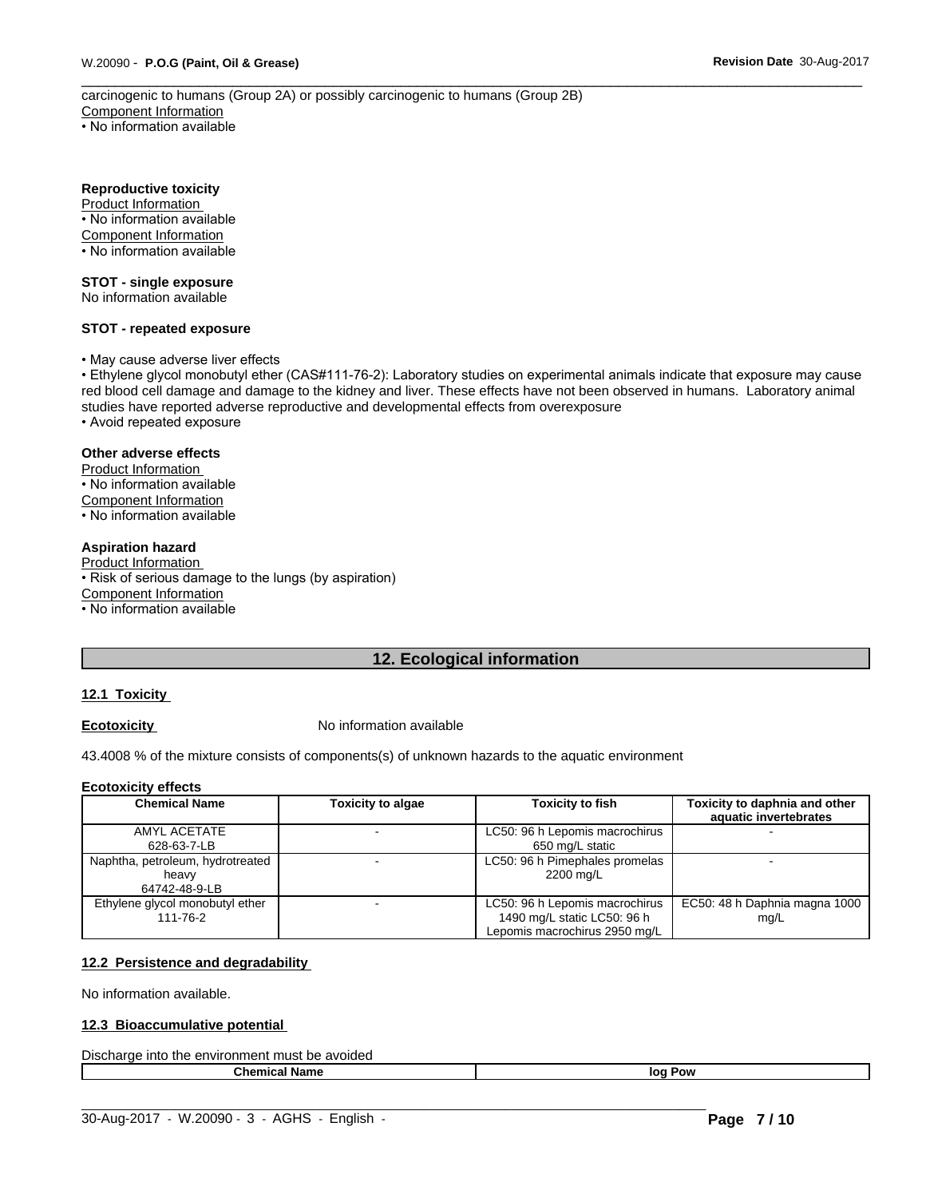carcinogenic to humans (Group 2A) or possibly carcinogenic to humans (Group 2B)

Component Information

• No information available

**Reproductive toxicity**

Product Information

• No information available

Component Information

• No information available

**STOT - single exposure**

No information available

**STOT - repeated exposure**

• May cause adverse liver effects

• Ethylene glycol monobutyl ether (CAS#111-76-2): Laboratory studies on experimental animals indicate that exposure may cause red blood cell damage and damage to the kidney and liver. These effects have not been observed in humans. Laboratory animal studies have reported adverse reproductive and developmental effects from overexposure

• Avoid repeated exposure

**Other adverse effects**

Product Information

• No information available

Component Information

• No information available

**Aspiration hazard**

Product Information

• Risk of serious damage to the lungs (by aspiration)

Component Information

• No information available

## 12. Ecological information

### 12.1 Toxicity

**Ecotoxicity** No information available

43.4008 % of the mixture consists of components(s) of unknown hazards to the aquatic environment

**Ecotoxicity effects**

| Chemical Name | Toxicity to algae | Toxicity to fish | Toxicity to daphnia and other aquatic invertebrates |
|---|---|---|---|
| AMYL ACETATE 628-63-7-LB | - | LC50: 96 h Lepomis macrochirus 650 mg/L static | - |
| Naphtha, petroleum, hydrotreated heavy 64742-48-9-LB | - | LC50: 96 h Pimephales promelas 2200 mg/L | - |
| Ethylene glycol monobutyl ether 111-76-2 | - | LC50: 96 h Lepomis macrochirus 1490 mg/L static LC50: 96 h Lepomis macrochirus 2950 mg/L | EC50: 48 h Daphnia magna 1000 mg/L |

### 12.2 Persistence and degradability

No information available.

### 12.3 Bioaccumulative potential

Discharge into the environment must be avoided

| Chemical Name | log Pow |
|---|---|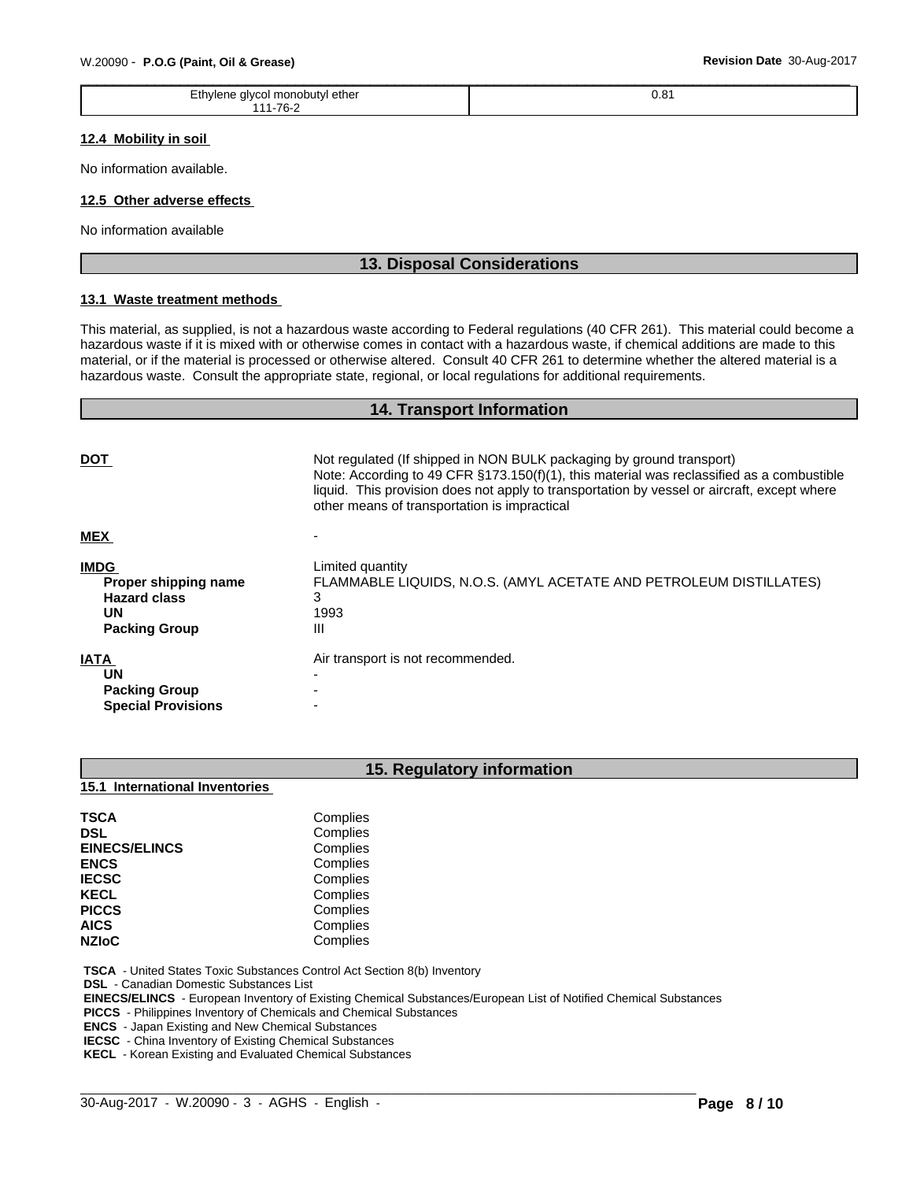| Ethylene glycol monobutyl ether 111-76-2 | 0.81 |
|---|---|

### 12.4 Mobility in soil

No information available.

### 12.5 Other adverse effects

No information available

## 13. Disposal Considerations

### 13.1 Waste treatment methods

This material, as supplied, is not a hazardous waste according to Federal regulations (40 CFR 261). This material could become a hazardous waste if it is mixed with or otherwise comes in contact with a hazardous waste, if chemical additions are made to this material, or if the material is processed or otherwise altered. Consult 40 CFR 261 to determine whether the altered material is a hazardous waste. Consult the appropriate state, regional, or local regulations for additional requirements.

## 14. Transport Information

**DOT** — Not regulated (If shipped in NON BULK packaging by ground transport)
Note: According to 49 CFR §173.150(f)(1), this material was reclassified as a combustible liquid. This provision does not apply to transportation by vessel or aircraft, except where other means of transportation is impractical

**MEX** — -

**IMDG** — Limited quantity

| | |
|---|---|
| **Proper shipping name** | FLAMMABLE LIQUIDS, N.O.S. (AMYL ACETATE AND PETROLEUM DISTILLATES) |
| **Hazard class** | 3 |
| **UN** | 1993 |
| **Packing Group** | III |

**IATA** — Air transport is not recommended.

| | |
|---|---|
| **UN** | - |
| **Packing Group** | - |
| **Special Provisions** | - |

## 15. Regulatory information

### 15.1 International Inventories

| | |
|---|---|
| **TSCA** | Complies |
| **DSL** | Complies |
| **EINECS/ELINCS** | Complies |
| **ENCS** | Complies |
| **IECSC** | Complies |
| **KECL** | Complies |
| **PICCS** | Complies |
| **AICS** | Complies |
| **NZIoC** | Complies |

**TSCA** - United States Toxic Substances Control Act Section 8(b) Inventory
**DSL** - Canadian Domestic Substances List
**EINECS/ELINCS** - European Inventory of Existing Chemical Substances/European List of Notified Chemical Substances
**PICCS** - Philippines Inventory of Chemicals and Chemical Substances
**ENCS** - Japan Existing and New Chemical Substances
**IECSC** - China Inventory of Existing Chemical Substances
**KECL** - Korean Existing and Evaluated Chemical Substances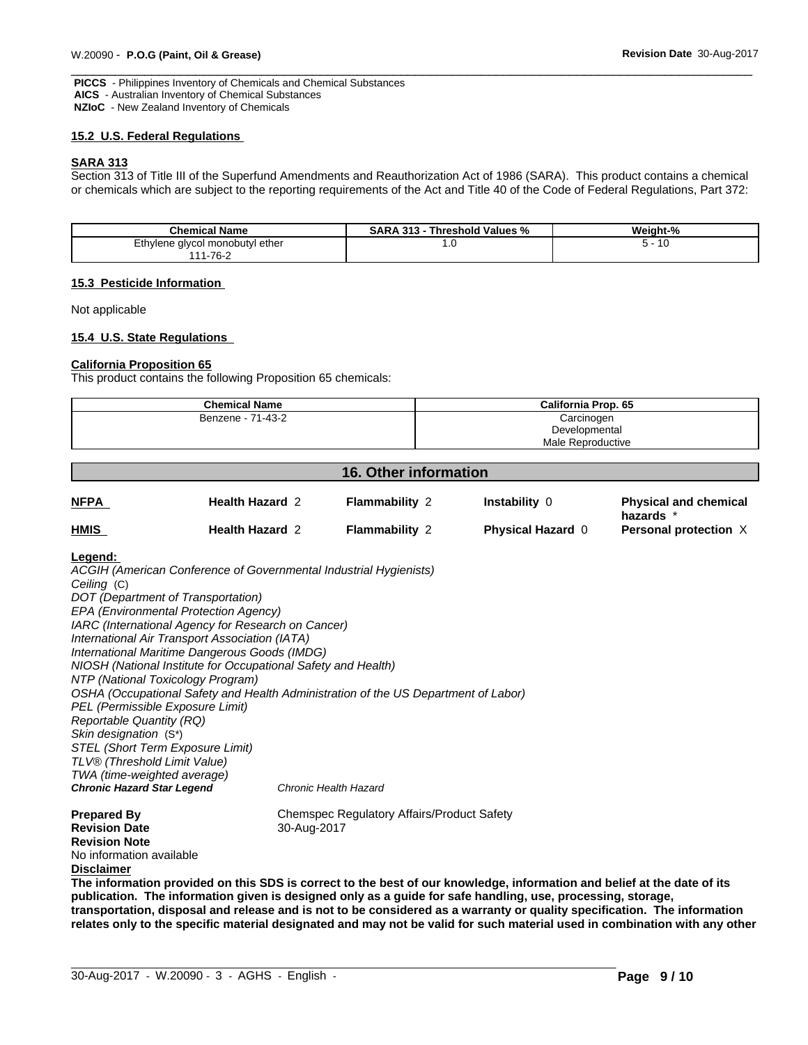**PICCS** - Philippines Inventory of Chemicals and Chemical Substances
**AICS** - Australian Inventory of Chemical Substances
**NZIoC** - New Zealand Inventory of Chemicals

### 15.2 U.S. Federal Regulations

**SARA 313**

Section 313 of Title III of the Superfund Amendments and Reauthorization Act of 1986 (SARA). This product contains a chemical or chemicals which are subject to the reporting requirements of the Act and Title 40 of the Code of Federal Regulations, Part 372:

| Chemical Name | SARA 313 - Threshold Values % | Weight-% |
|---|---|---|
| Ethylene glycol monobutyl ether 111-76-2 | 1.0 | 5 - 10 |

### 15.3 Pesticide Information

Not applicable

### 15.4 U.S. State Regulations

**California Proposition 65**

This product contains the following Proposition 65 chemicals:

| Chemical Name | California Prop. 65 |
|---|---|
| Benzene - 71-43-2 | Carcinogen Developmental Male Reproductive |

## 16. Other information

| | | | | |
|---|---|---|---|---|
| **NFPA** | **Health Hazard** 2 | **Flammability** 2 | **Instability** 0 | **Physical and chemical hazards** * |
| **HMIS** | **Health Hazard** 2 | **Flammability** 2 | **Physical Hazard** 0 | **Personal protection** X |

**Legend:**

*ACGIH (American Conference of Governmental Industrial Hygienists)*
*Ceiling* (C)
*DOT (Department of Transportation)*
*EPA (Environmental Protection Agency)*
*IARC (International Agency for Research on Cancer)*
*International Air Transport Association (IATA)*
*International Maritime Dangerous Goods (IMDG)*
*NIOSH (National Institute for Occupational Safety and Health)*
*NTP (National Toxicology Program)*
*OSHA (Occupational Safety and Health Administration of the US Department of Labor)*
*PEL (Permissible Exposure Limit)*
*Reportable Quantity (RQ)*
*Skin designation* (S*)
*STEL (Short Term Exposure Limit)*
*TLV® (Threshold Limit Value)*
*TWA (time-weighted average)*
***Chronic Hazard Star Legend*** *Chronic Health Hazard*

**Prepared By** Chemspec Regulatory Affairs/Product Safety
**Revision Date** 30-Aug-2017
**Revision Note**
No information available

**Disclaimer**

**The information provided on this SDS is correct to the best of our knowledge, information and belief at the date of its publication. The information given is designed only as a guide for safe handling, use, processing, storage, transportation, disposal and release and is not to be considered as a warranty or quality specification. The information relates only to the specific material designated and may not be valid for such material used in combination with any other**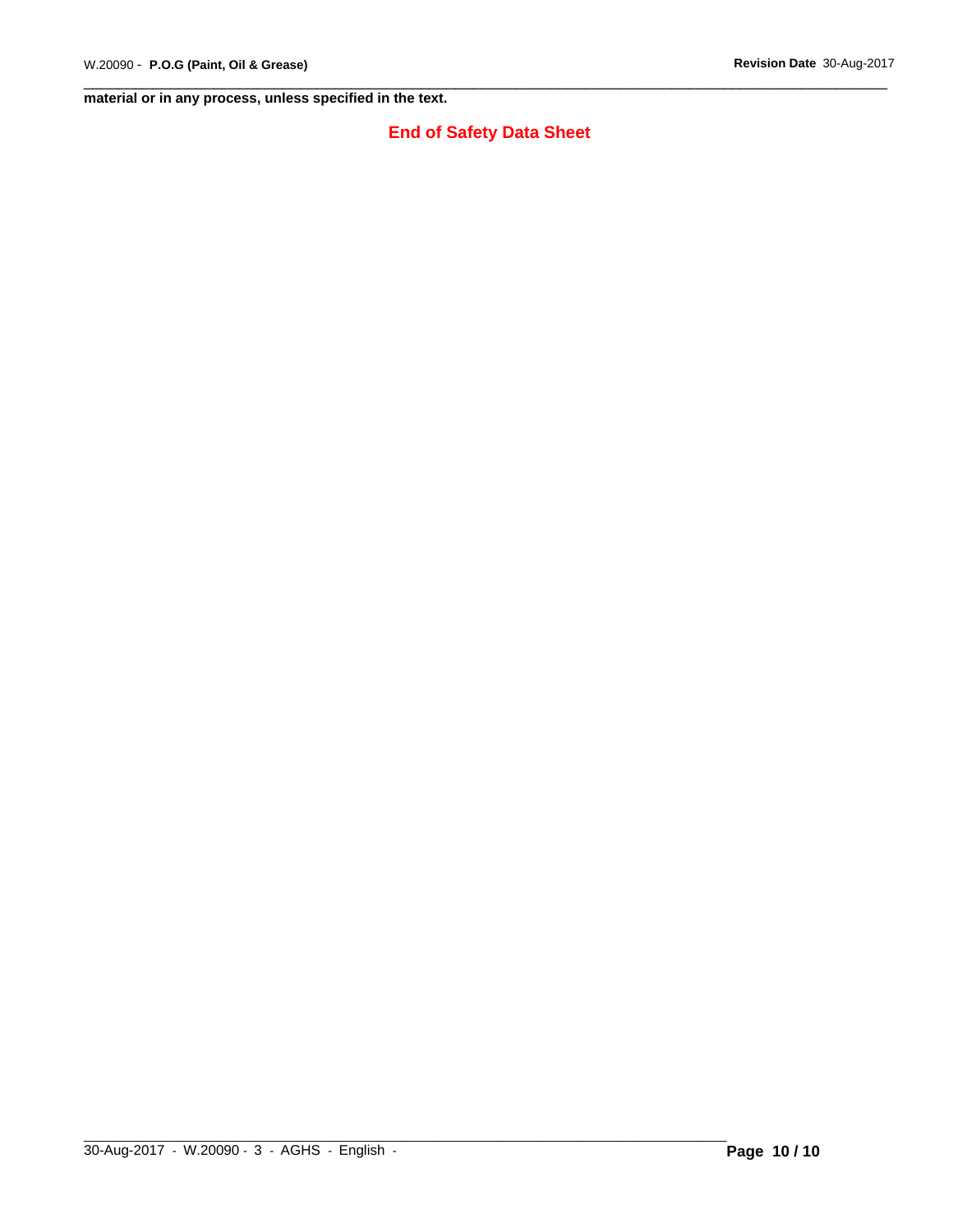**material or in any process, unless specified in the text.**

**End of Safety Data Sheet**